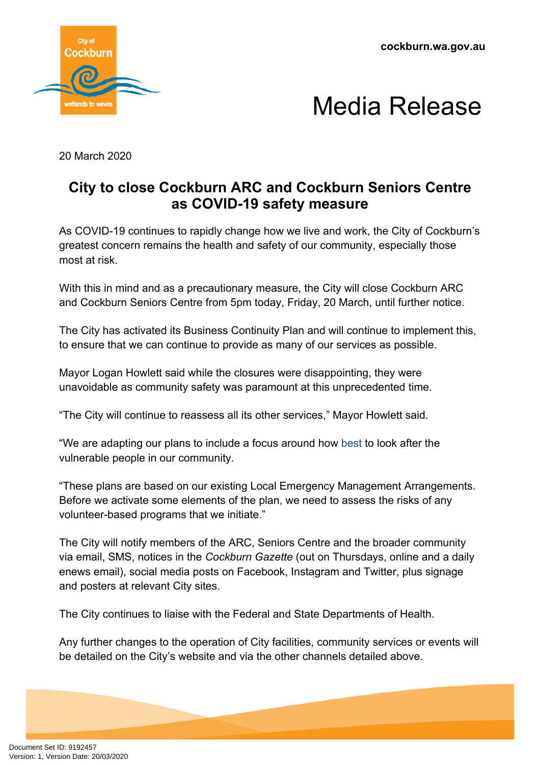cockburn.wa.gov.au

# Media Release

20 March 2020

## City to close Cockburn ARC and Cockburn Seniors Centre as COVID-19 safety measure

As COVID-19 continues to rapidly change how we live and work, the City of Cockburn's greatest concern remains the health and safety of our community, especially those most at risk.

With this in mind and as a precautionary measure, the City will close Cockburn ARC and Cockburn Seniors Centre from 5pm today, Friday, 20 March, until further notice.

The City has activated its Business Continuity Plan and will continue to implement this, to ensure that we can continue to provide as many of our services as possible.

Mayor Logan Howlett said while the closures were disappointing, they were unavoidable as community safety was paramount at this unprecedented time.

"The City will continue to reassess all its other services," Mayor Howlett said.

"We are adapting our plans to include a focus around how best to look after the vulnerable people in our community.

"These plans are based on our existing Local Emergency Management Arrangements. Before we activate some elements of the plan, we need to assess the risks of any volunteer-based programs that we initiate."

The City will notify members of the ARC, Seniors Centre and the broader community via email, SMS, notices in the *Cockburn Gazette* (out on Thursdays, online and a daily enews email), social media posts on Facebook, Instagram and Twitter, plus signage and posters at relevant City sites.

The City continues to liaise with the Federal and State Departments of Health.

Any further changes to the operation of City facilities, community services or events will be detailed on the City's website and via the other channels detailed above.

Document Set ID: 9192457
Version: 1, Version Date: 20/03/2020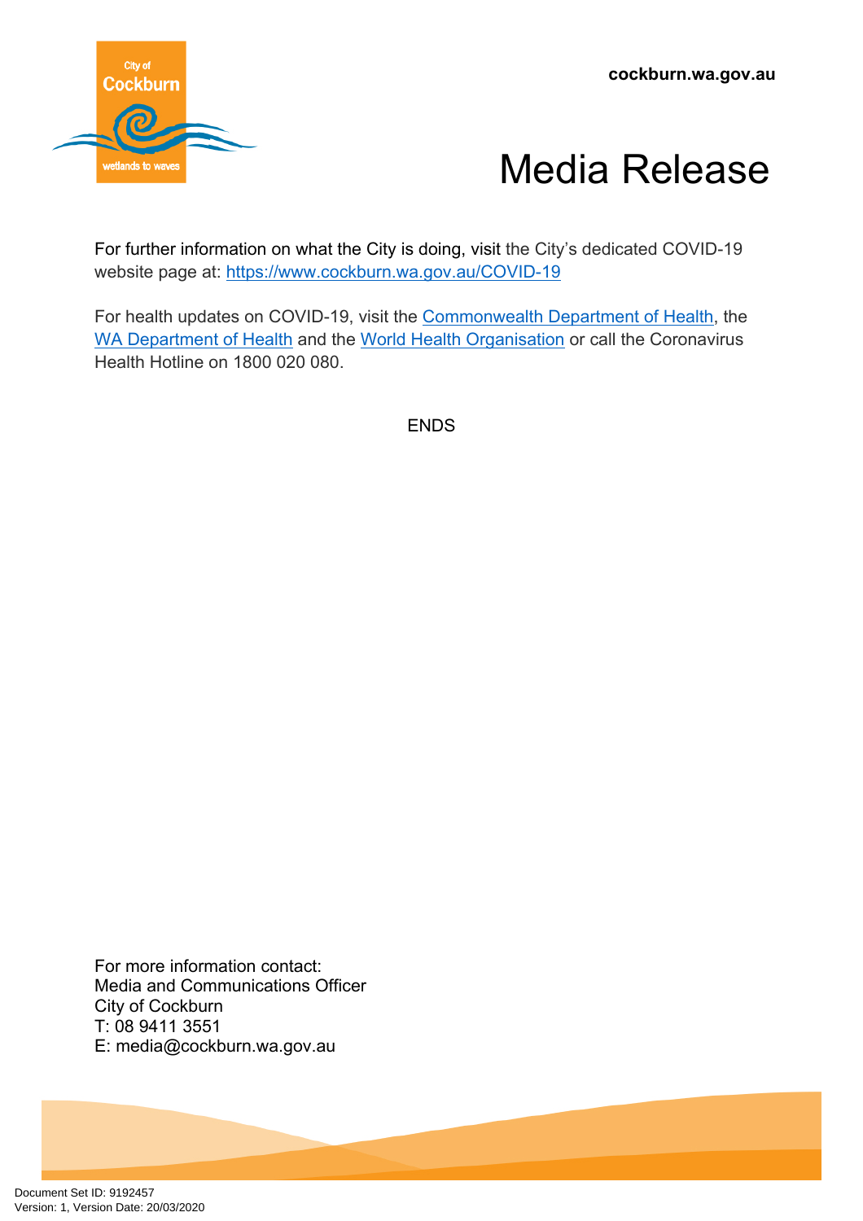For further information on what the City is doing, visit the City's dedicated COVID-19 website page at: [https://www.cockburn.wa.gov.au/COVID-19](https://www.cockburn.wa.gov.au/COVID-19)

For health updates on COVID-19, visit the Commonwealth Department of Health, the WA Department of Health and the World Health Organisation or call the Coronavirus Health Hotline on 1800 020 080.

ENDS

For more information contact:
Media and Communications Officer
City of Cockburn
T: 08 9411 3551
E: media@cockburn.wa.gov.au

Document Set ID: 9192457
Version: 1, Version Date: 20/03/2020